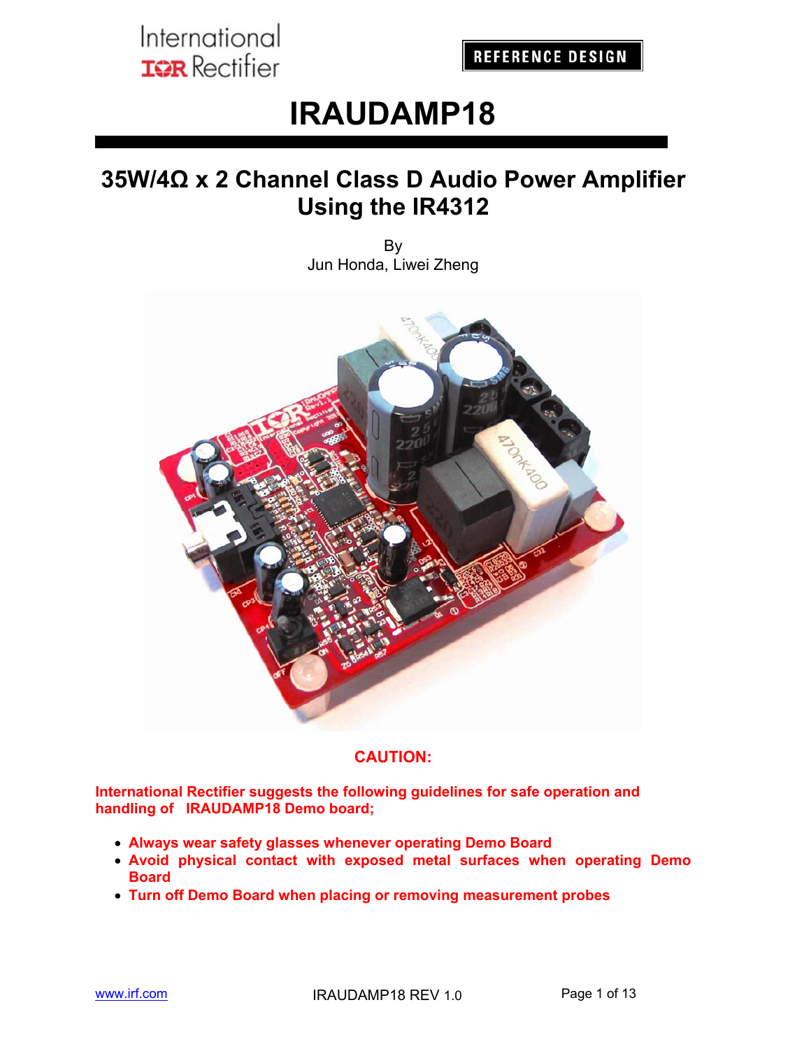International
IOR Rectifier

REFERENCE DESIGN

# IRAUDAMP18

## 35W/4Ω x 2 Channel Class D Audio Power Amplifier Using the IR4312

By
Jun Honda, Liwei Zheng

**CAUTION:**

**International Rectifier suggests the following guidelines for safe operation and handling of IRAUDAMP18 Demo board;**

- **Always wear safety glasses whenever operating Demo Board**
- **Avoid physical contact with exposed metal surfaces when operating Demo Board**
- **Turn off Demo Board when placing or removing measurement probes**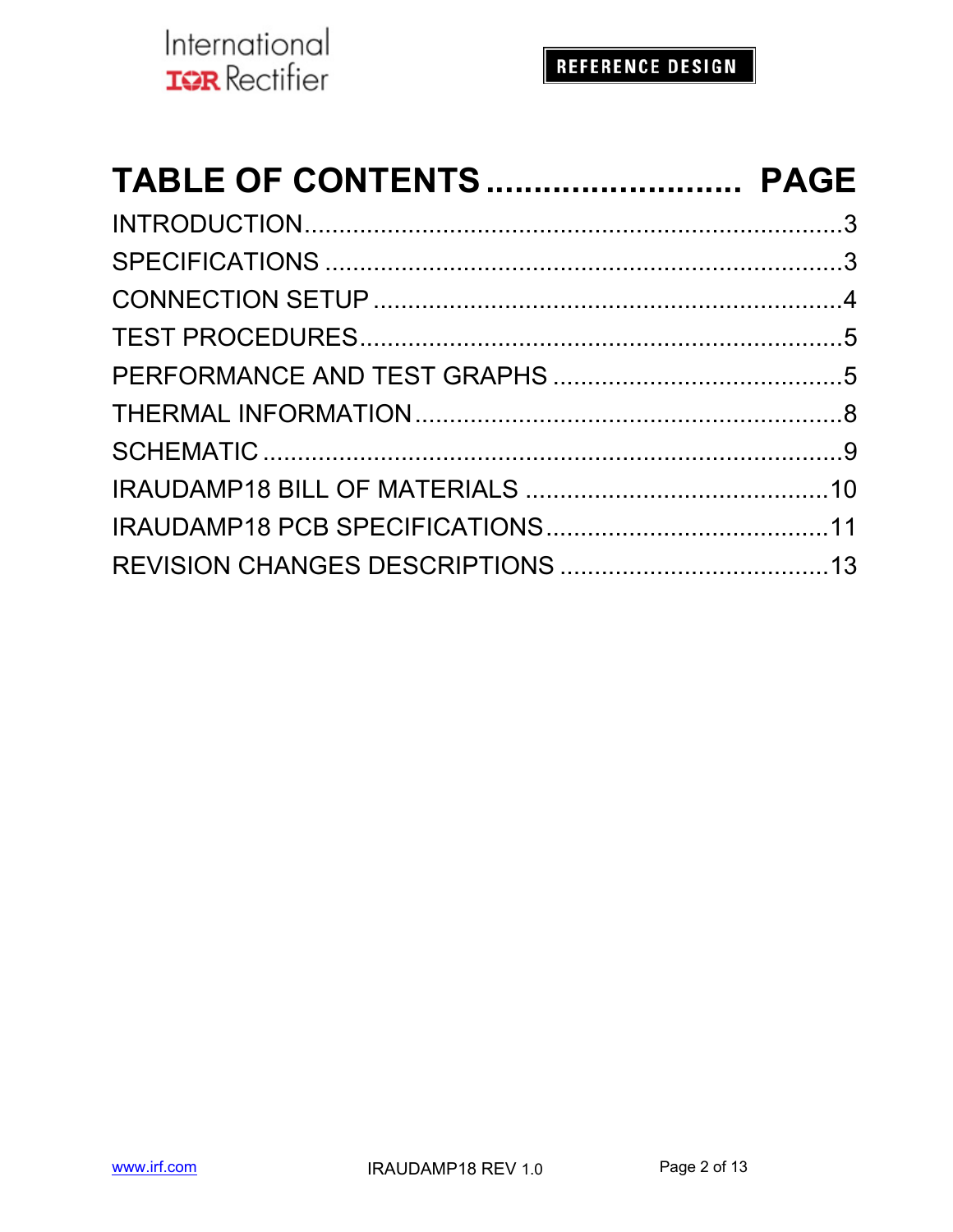# TABLE OF CONTENTS .......................... PAGE

| Section | Page |
|---|---|
| INTRODUCTION | 3 |
| SPECIFICATIONS | 3 |
| CONNECTION SETUP | 4 |
| TEST PROCEDURES | 5 |
| PERFORMANCE AND TEST GRAPHS | 5 |
| THERMAL INFORMATION | 8 |
| SCHEMATIC | 9 |
| IRAUDAMP18 BILL OF MATERIALS | 10 |
| IRAUDAMP18 PCB SPECIFICATIONS | 11 |
| REVISION CHANGES DESCRIPTIONS | 13 |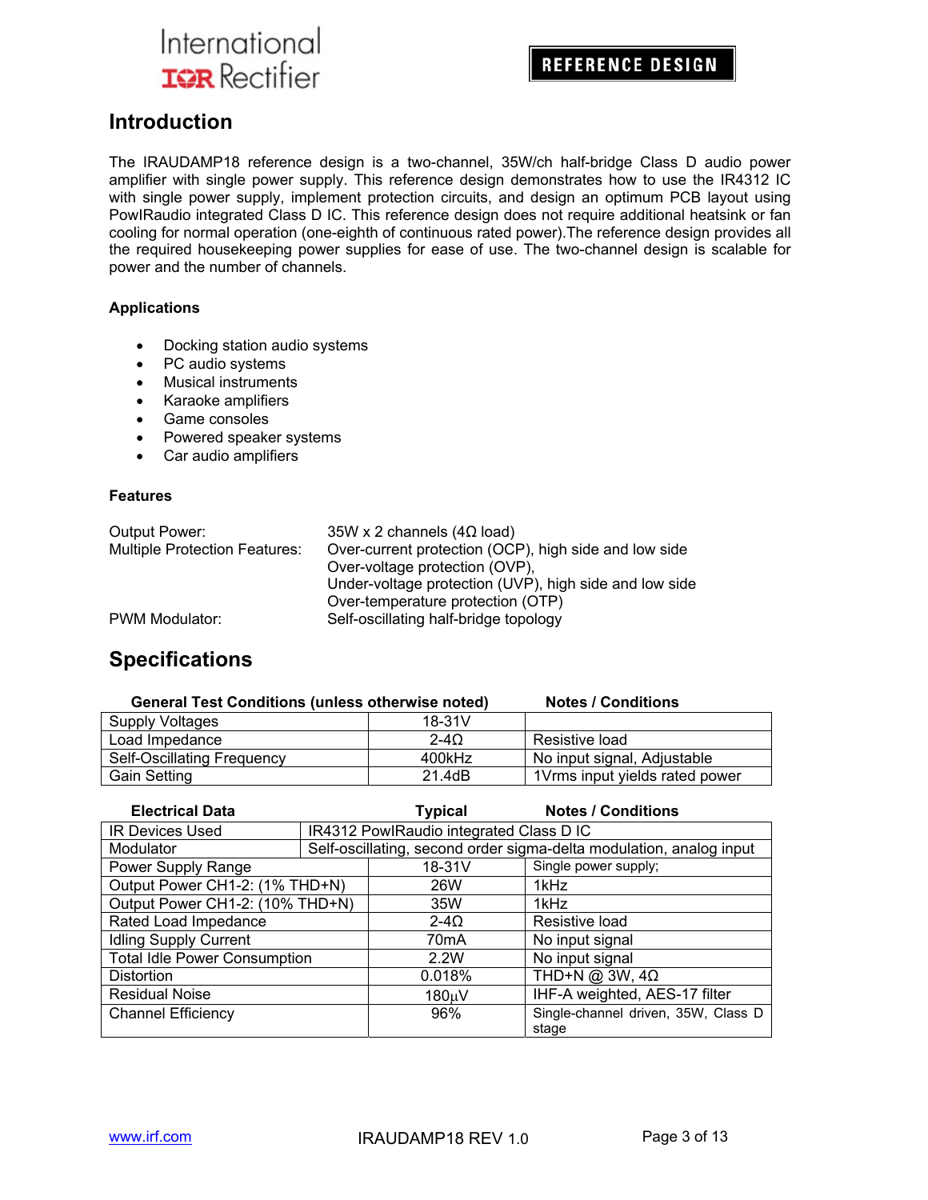## Introduction

The IRAUDAMP18 reference design is a two-channel, 35W/ch half-bridge Class D audio power amplifier with single power supply. This reference design demonstrates how to use the IR4312 IC with single power supply, implement protection circuits, and design an optimum PCB layout using PowIRaudio integrated Class D IC. This reference design does not require additional heatsink or fan cooling for normal operation (one-eighth of continuous rated power).The reference design provides all the required housekeeping power supplies for ease of use. The two-channel design is scalable for power and the number of channels.

### Applications

- Docking station audio systems
- PC audio systems
- Musical instruments
- Karaoke amplifiers
- Game consoles
- Powered speaker systems
- Car audio amplifiers

### Features

| | |
|---|---|
| Output Power: | 35W x 2 channels (4Ω load) |
| Multiple Protection Features: | Over-current protection (OCP), high side and low side<br>Over-voltage protection (OVP),<br>Under-voltage protection (UVP), high side and low side<br>Over-temperature protection (OTP) |
| PWM Modulator: | Self-oscillating half-bridge topology |

## Specifications

| General Test Conditions (unless otherwise noted) | | Notes / Conditions |
|---|---|---|
| Supply Voltages | 18-31V | |
| Load Impedance | 2-4Ω | Resistive load |
| Self-Oscillating Frequency | 400kHz | No input signal, Adjustable |
| Gain Setting | 21.4dB | 1Vrms input yields rated power |

| Electrical Data | Typical | Notes / Conditions |
|---|---|---|
| IR Devices Used | IR4312 PowIRaudio integrated Class D IC | |
| Modulator | Self-oscillating, second order sigma-delta modulation, analog input | |
| Power Supply Range | 18-31V | Single power supply; |
| Output Power CH1-2: (1% THD+N) | 26W | 1kHz |
| Output Power CH1-2: (10% THD+N) | 35W | 1kHz |
| Rated Load Impedance | 2-4Ω | Resistive load |
| Idling Supply Current | 70mA | No input signal |
| Total Idle Power Consumption | 2.2W | No input signal |
| Distortion | 0.018% | THD+N @ 3W, 4Ω |
| Residual Noise | 180µV | IHF-A weighted, AES-17 filter |
| Channel Efficiency | 96% | Single-channel driven, 35W, Class D stage |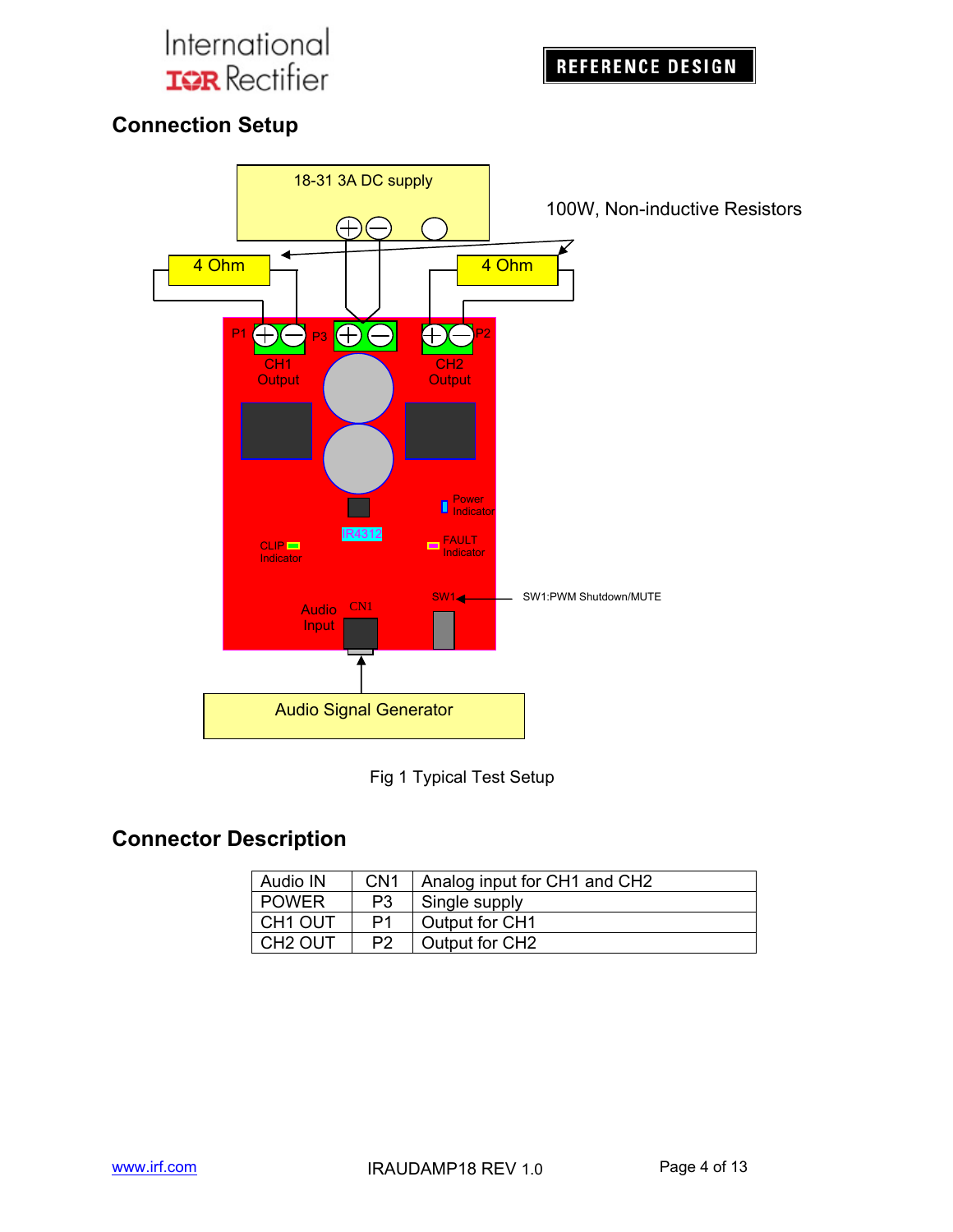## Connection Setup

18-31 3A DC supply

100W, Non-inductive Resistors

4 Ohm

4 Ohm

P1 P3 P2

CH1 Output

CH2 Output

Power Indicator

IR4312

CLIP Indicator

FAULT Indicator

SW1

SW1:PWM Shutdown/MUTE

Audio Input CN1

Audio Signal Generator

Fig 1 Typical Test Setup

## Connector Description

| Audio IN | CN1 | Analog input for CH1 and CH2 |
|---|---|---|
| POWER | P3 | Single supply |
| CH1 OUT | P1 | Output for CH1 |
| CH2 OUT | P2 | Output for CH2 |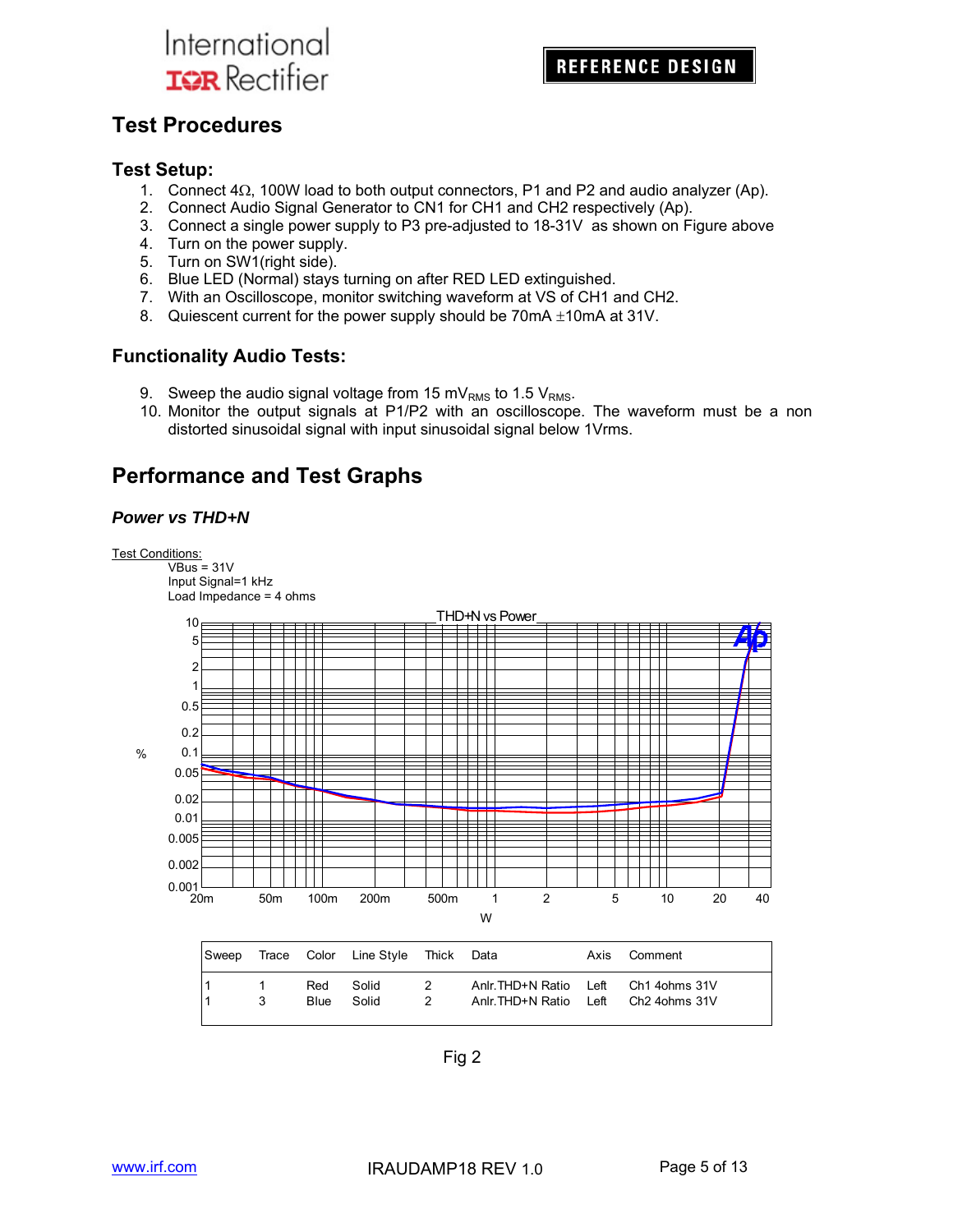## Test Procedures

### Test Setup:

1. Connect 4Ω, 100W load to both output connectors, P1 and P2 and audio analyzer (Ap).
2. Connect Audio Signal Generator to CN1 for CH1 and CH2 respectively (Ap).
3. Connect a single power supply to P3 pre-adjusted to 18-31V as shown on Figure above
4. Turn on the power supply.
5. Turn on SW1(right side).
6. Blue LED (Normal) stays turning on after RED LED extinguished.
7. With an Oscilloscope, monitor switching waveform at VS of CH1 and CH2.
8. Quiescent current for the power supply should be 70mA ±10mA at 31V.

### Functionality Audio Tests:

9. Sweep the audio signal voltage from 15 $mV_{RMS}$ to 1.5 $V_{RMS}$.
10. Monitor the output signals at P1/P2 with an oscilloscope. The waveform must be a non distorted sinusoidal signal with input sinusoidal signal below 1Vrms.

## Performance and Test Graphs

### *Power vs THD+N*

Test Conditions:
VBus = 31V
Input Signal=1 kHz
Load Impedance = 4 ohms

| Sweep | Trace | Color | Line Style | Thick | Data | Axis | Comment |
|---|---|---|---|---|---|---|---|
| 1 | 1 | Red | Solid | 2 | Anlr.THD+N Ratio | Left | Ch1 4ohms 31V |
| 1 | 3 | Blue | Solid | 2 | Anlr.THD+N Ratio | Left | Ch2 4ohms 31V |

Fig 2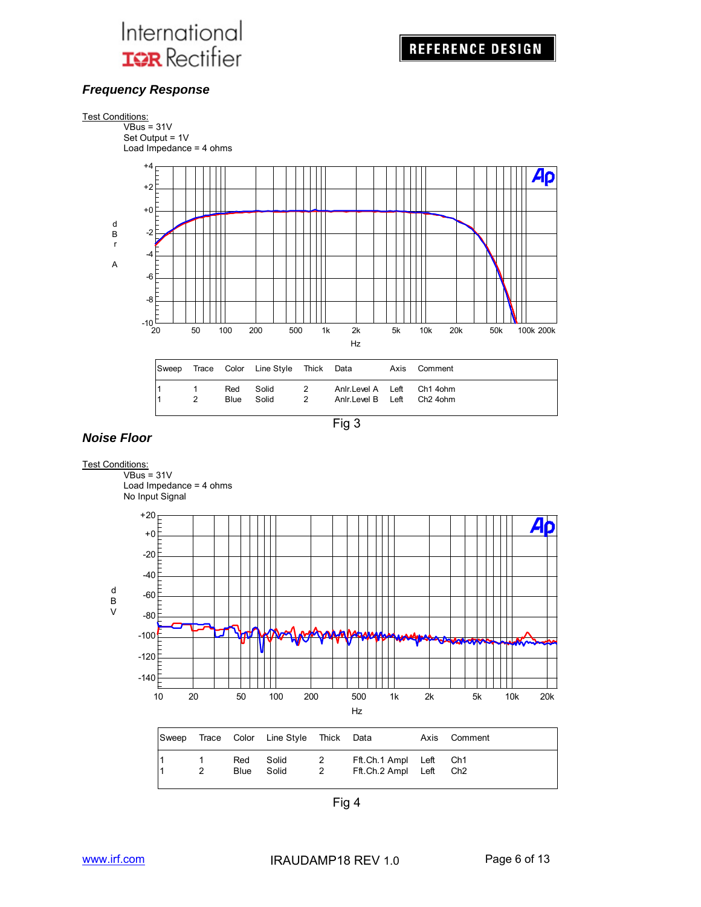## *Frequency Response*

Test Conditions:

VBus = 31V
Set Output = 1V
Load Impedance = 4 ohms

| Sweep | Trace | Color | Line Style | Thick | Data | Axis | Comment |
|---|---|---|---|---|---|---|---|
| 1 | 1 | Red | Solid | 2 | Anlr.Level A | Left | Ch1 4ohm |
| 1 | 2 | Blue | Solid | 2 | Anlr.Level B | Left | Ch2 4ohm |

Fig 3

## *Noise Floor*

Test Conditions:

VBus = 31V
Load Impedance = 4 ohms
No Input Signal

| Sweep | Trace | Color | Line Style | Thick | Data | Axis | Comment |
|---|---|---|---|---|---|---|---|
| 1 | 1 | Red | Solid | 2 | Fft.Ch.1 Ampl | Left | Ch1 |
| 1 | 2 | Blue | Solid | 2 | Fft.Ch.2 Ampl | Left | Ch2 |

Fig 4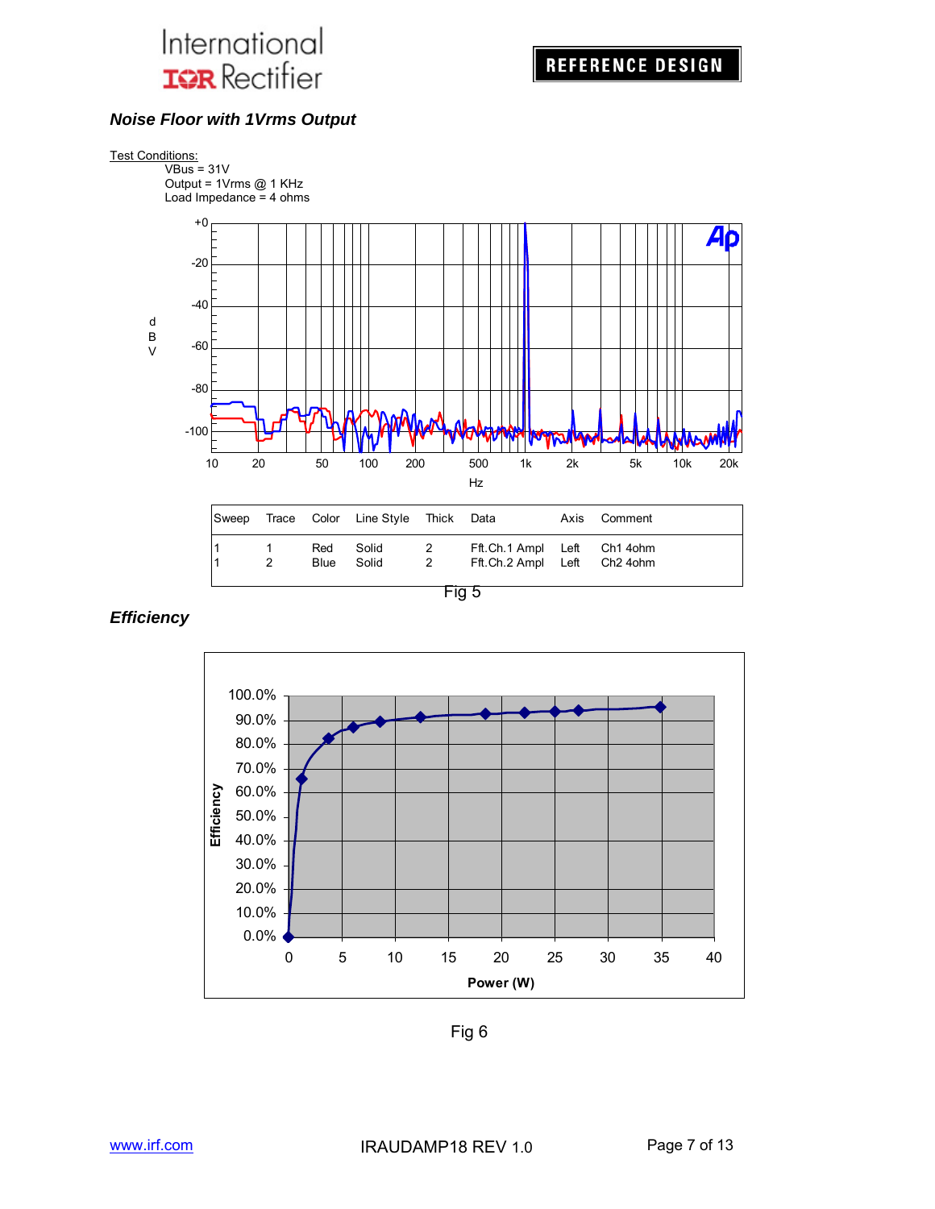### *Noise Floor with 1Vrms Output*

Test Conditions:
VBus = 31V
Output = 1Vrms @ 1 KHz
Load Impedance = 4 ohms

| Sweep | Trace | Color | Line Style | Thick | Data | Axis | Comment |
|---|---|---|---|---|---|---|---|
| 1 | 1 | Red | Solid | 2 | Fft.Ch.1 Ampl | Left | Ch1 4ohm |
| 1 | 2 | Blue | Solid | 2 | Fft.Ch.2 Ampl | Left | Ch2 4ohm |

Fig 5

### *Efficiency*

Fig 6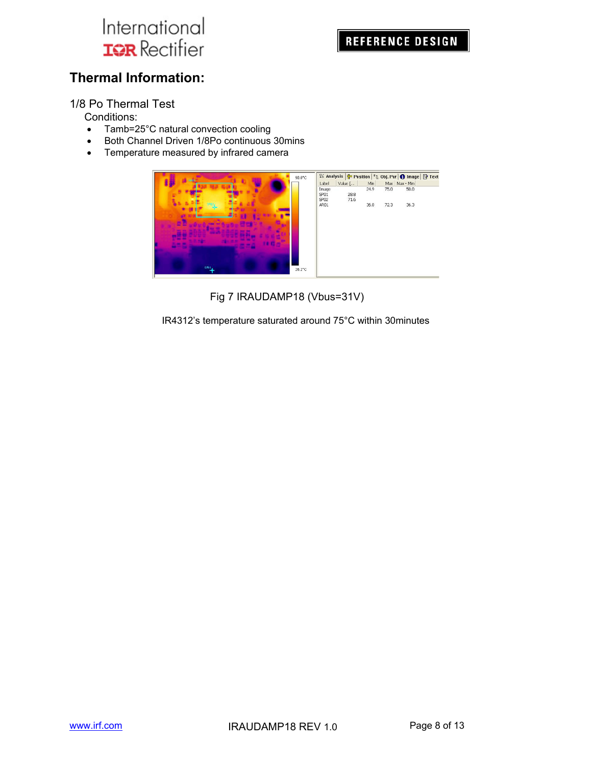## Thermal Information:

1/8 Po Thermal Test

Conditions:

- Tamb=25°C natural convection cooling
- Both Channel Driven 1/8Po continuous 30mins
- Temperature measured by infrared camera

Fig 7 IRAUDAMP18 (Vbus=31V)

IR4312's temperature saturated around 75°C within 30minutes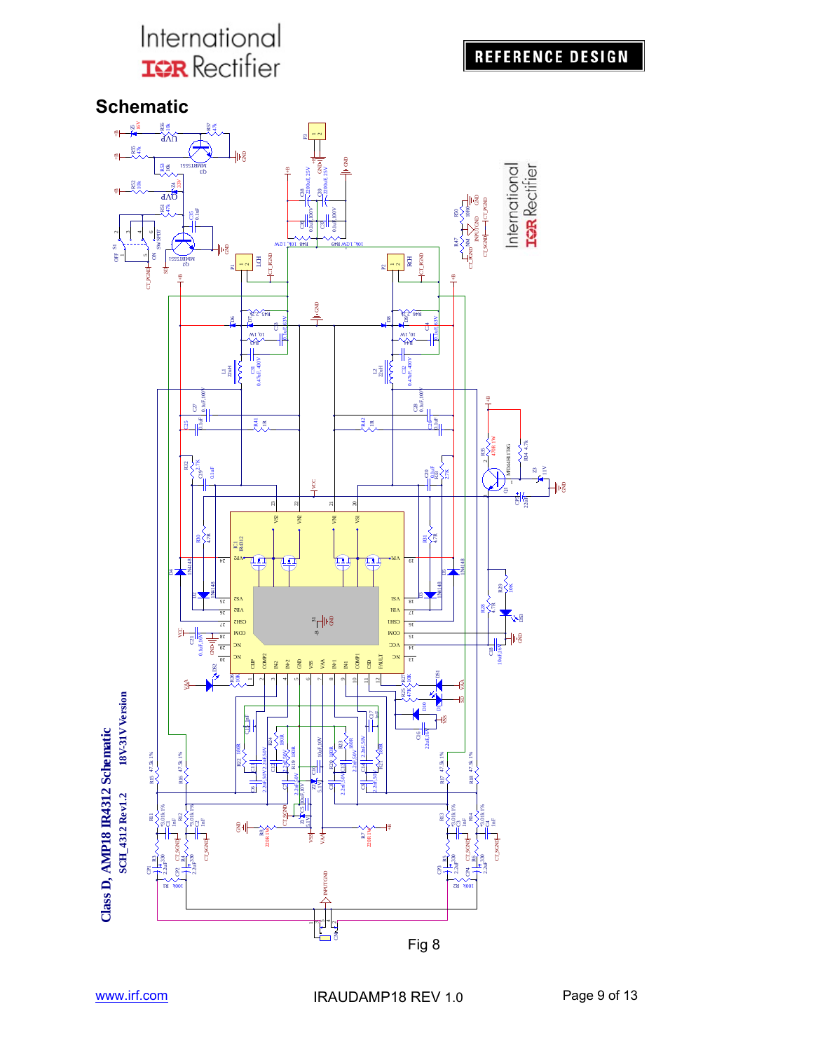## Schematic

Class D, AMP18 IR4312 Schematic 18V-31V Version

SCH_4312 Rev1.2

Fig 8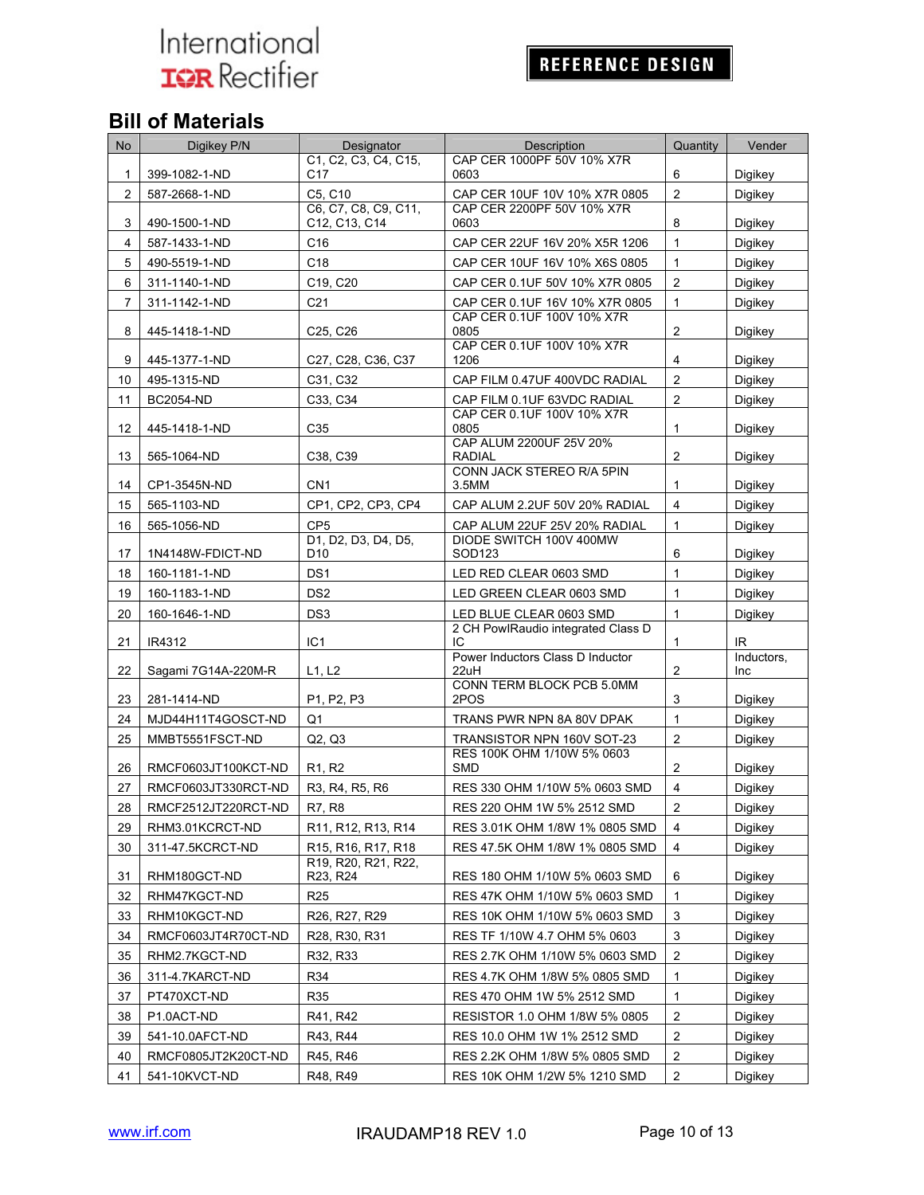## Bill of Materials

| No | Digikey P/N | Designator | Description | Quantity | Vender |
|---|---|---|---|---|---|
| 1 | 399-1082-1-ND | C1, C2, C3, C4, C15, C17 | CAP CER 1000PF 50V 10% X7R 0603 | 6 | Digikey |
| 2 | 587-2668-1-ND | C5, C10 | CAP CER 10UF 10V 10% X7R 0805 | 2 | Digikey |
| 3 | 490-1500-1-ND | C6, C7, C8, C9, C11, C12, C13, C14 | CAP CER 2200PF 50V 10% X7R 0603 | 8 | Digikey |
| 4 | 587-1433-1-ND | C16 | CAP CER 22UF 16V 20% X5R 1206 | 1 | Digikey |
| 5 | 490-5519-1-ND | C18 | CAP CER 10UF 16V 10% X6S 0805 | 1 | Digikey |
| 6 | 311-1140-1-ND | C19, C20 | CAP CER 0.1UF 50V 10% X7R 0805 | 2 | Digikey |
| 7 | 311-1142-1-ND | C21 | CAP CER 0.1UF 16V 10% X7R 0805 | 1 | Digikey |
| 8 | 445-1418-1-ND | C25, C26 | CAP CER 0.1UF 100V 10% X7R 0805 | 2 | Digikey |
| 9 | 445-1377-1-ND | C27, C28, C36, C37 | CAP CER 0.1UF 100V 10% X7R 1206 | 4 | Digikey |
| 10 | 495-1315-ND | C31, C32 | CAP FILM 0.47UF 400VDC RADIAL | 2 | Digikey |
| 11 | BC2054-ND | C33, C34 | CAP FILM 0.1UF 63VDC RADIAL | 2 | Digikey |
| 12 | 445-1418-1-ND | C35 | CAP CER 0.1UF 100V 10% X7R 0805 | 1 | Digikey |
| 13 | 565-1064-ND | C38, C39 | CAP ALUM 2200UF 25V 20% RADIAL | 2 | Digikey |
| 14 | CP1-3545N-ND | CN1 | CONN JACK STEREO R/A 5PIN 3.5MM | 1 | Digikey |
| 15 | 565-1103-ND | CP1, CP2, CP3, CP4 | CAP ALUM 2.2UF 50V 20% RADIAL | 4 | Digikey |
| 16 | 565-1056-ND | CP5 | CAP ALUM 22UF 25V 20% RADIAL | 1 | Digikey |
| 17 | 1N4148W-FDICT-ND | D1, D2, D3, D4, D5, D10 | DIODE SWITCH 100V 400MW SOD123 | 6 | Digikey |
| 18 | 160-1181-1-ND | DS1 | LED RED CLEAR 0603 SMD | 1 | Digikey |
| 19 | 160-1183-1-ND | DS2 | LED GREEN CLEAR 0603 SMD | 1 | Digikey |
| 20 | 160-1646-1-ND | DS3 | LED BLUE CLEAR 0603 SMD | 1 | Digikey |
| 21 | IR4312 | IC1 | 2 CH PowIRaudio integrated Class D IC | 1 | IR |
| 22 | Sagami 7G14A-220M-R | L1, L2 | Power Inductors Class D Inductor 22uH | 2 | Inductors, Inc |
| 23 | 281-1414-ND | P1, P2, P3 | CONN TERM BLOCK PCB 5.0MM 2POS | 3 | Digikey |
| 24 | MJD44H11T4GOSCT-ND | Q1 | TRANS PWR NPN 8A 80V DPAK | 1 | Digikey |
| 25 | MMBT5551FSCT-ND | Q2, Q3 | TRANSISTOR NPN 160V SOT-23 | 2 | Digikey |
| 26 | RMCF0603JT100KCT-ND | R1, R2 | RES 100K OHM 1/10W 5% 0603 SMD | 2 | Digikey |
| 27 | RMCF0603JT330RCT-ND | R3, R4, R5, R6 | RES 330 OHM 1/10W 5% 0603 SMD | 4 | Digikey |
| 28 | RMCF2512JT220RCT-ND | R7, R8 | RES 220 OHM 1W 5% 2512 SMD | 2 | Digikey |
| 29 | RHM3.01KCRCT-ND | R11, R12, R13, R14 | RES 3.01K OHM 1/8W 1% 0805 SMD | 4 | Digikey |
| 30 | 311-47.5KCRCT-ND | R15, R16, R17, R18 | RES 47.5K OHM 1/8W 1% 0805 SMD | 4 | Digikey |
| 31 | RHM180GCT-ND | R19, R20, R21, R22, R23, R24 | RES 180 OHM 1/10W 5% 0603 SMD | 6 | Digikey |
| 32 | RHM47KGCT-ND | R25 | RES 47K OHM 1/10W 5% 0603 SMD | 1 | Digikey |
| 33 | RHM10KGCT-ND | R26, R27, R29 | RES 10K OHM 1/10W 5% 0603 SMD | 3 | Digikey |
| 34 | RMCF0603JT4R70CT-ND | R28, R30, R31 | RES TF 1/10W 4.7 OHM 5% 0603 | 3 | Digikey |
| 35 | RHM2.7KGCT-ND | R32, R33 | RES 2.7K OHM 1/10W 5% 0603 SMD | 2 | Digikey |
| 36 | 311-4.7KARCT-ND | R34 | RES 4.7K OHM 1/8W 5% 0805 SMD | 1 | Digikey |
| 37 | PT470XCT-ND | R35 | RES 470 OHM 1W 5% 2512 SMD | 1 | Digikey |
| 38 | P1.0ACT-ND | R41, R42 | RESISTOR 1.0 OHM 1/8W 5% 0805 | 2 | Digikey |
| 39 | 541-10.0AFCT-ND | R43, R44 | RES 10.0 OHM 1W 1% 2512 SMD | 2 | Digikey |
| 40 | RMCF0805JT2K20CT-ND | R45, R46 | RES 2.2K OHM 1/8W 5% 0805 SMD | 2 | Digikey |
| 41 | 541-10KVCT-ND | R48, R49 | RES 10K OHM 1/2W 5% 1210 SMD | 2 | Digikey |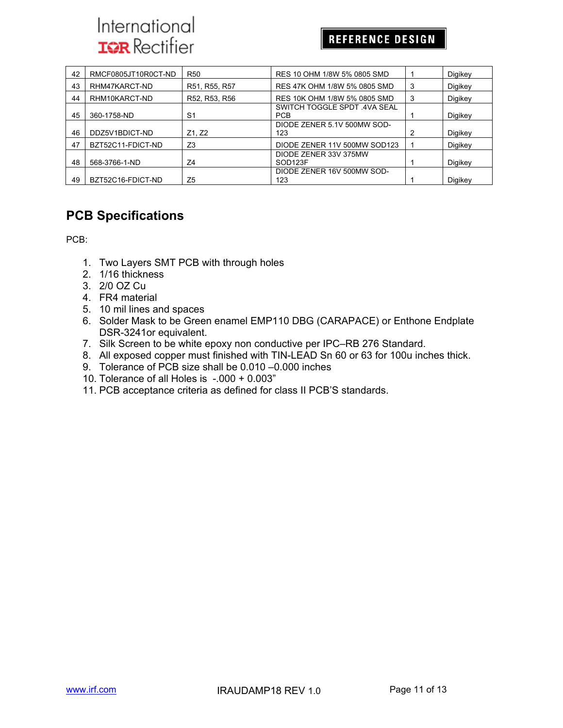| 42 | RMCF0805JT10R0CT-ND | R50 | RES 10 OHM 1/8W 5% 0805 SMD | 1 | Digikey |
|---|---|---|---|---|---|
| 43 | RHM47KARCT-ND | R51, R55, R57 | RES 47K OHM 1/8W 5% 0805 SMD | 3 | Digikey |
| 44 | RHM10KARCT-ND | R52, R53, R56 | RES 10K OHM 1/8W 5% 0805 SMD | 3 | Digikey |
| 45 | 360-1758-ND | S1 | SWITCH TOGGLE SPDT .4VA SEAL PCB | 1 | Digikey |
| 46 | DDZ5V1BDICT-ND | Z1, Z2 | DIODE ZENER 5.1V 500MW SOD-123 | 2 | Digikey |
| 47 | BZT52C11-FDICT-ND | Z3 | DIODE ZENER 11V 500MW SOD123 | 1 | Digikey |
| 48 | 568-3766-1-ND | Z4 | DIODE ZENER 33V 375MW SOD123F | 1 | Digikey |
| 49 | BZT52C16-FDICT-ND | Z5 | DIODE ZENER 16V 500MW SOD-123 | 1 | Digikey |

## PCB Specifications

PCB:

1. Two Layers SMT PCB with through holes
2. 1/16 thickness
3. 2/0 OZ Cu
4. FR4 material
5. 10 mil lines and spaces
6. Solder Mask to be Green enamel EMP110 DBG (CARAPACE) or Enthone Endplate DSR-3241or equivalent.
7. Silk Screen to be white epoxy non conductive per IPC–RB 276 Standard.
8. All exposed copper must finished with TIN-LEAD Sn 60 or 63 for 100u inches thick.
9. Tolerance of PCB size shall be 0.010 –0.000 inches
10. Tolerance of all Holes is -.000 + 0.003"
11. PCB acceptance criteria as defined for class II PCB'S standards.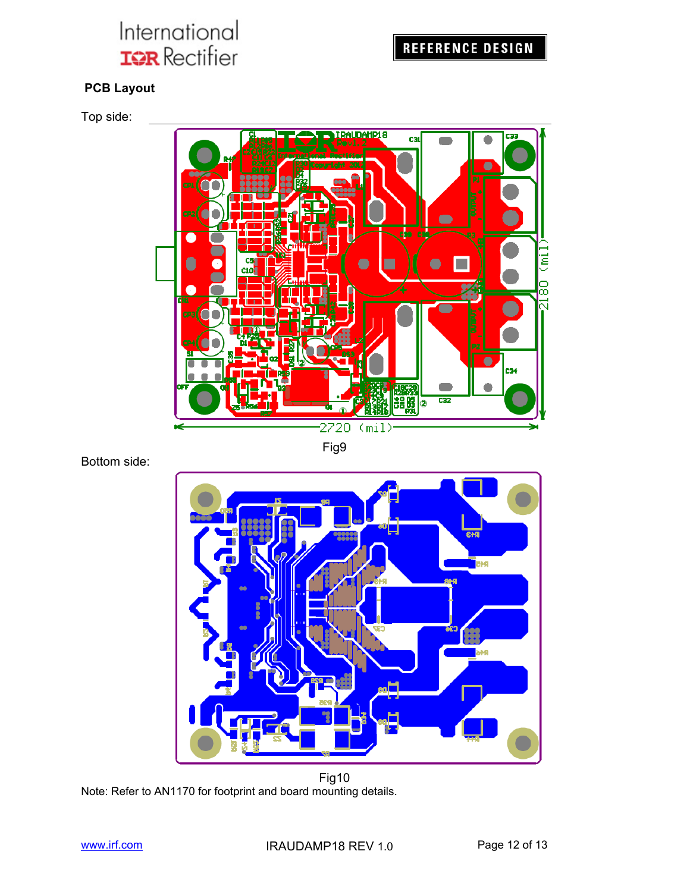## PCB Layout

Top side:

Fig9

Bottom side:

Fig10

Note: Refer to AN1170 for footprint and board mounting details.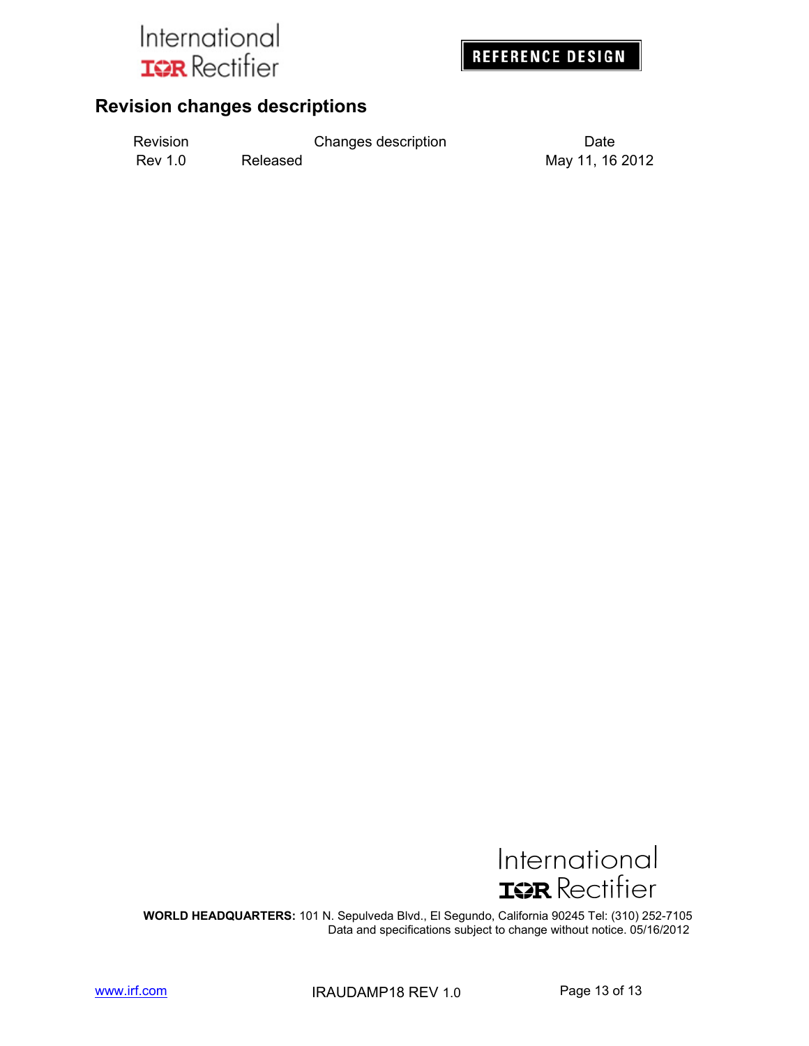## Revision changes descriptions

| Revision | Changes description | Date |
| --- | --- | --- |
| Rev 1.0 | Released | May 11, 16 2012 |

**WORLD HEADQUARTERS:** 101 N. Sepulveda Blvd., El Segundo, California 90245 Tel: (310) 252-7105
Data and specifications subject to change without notice. 05/16/2012